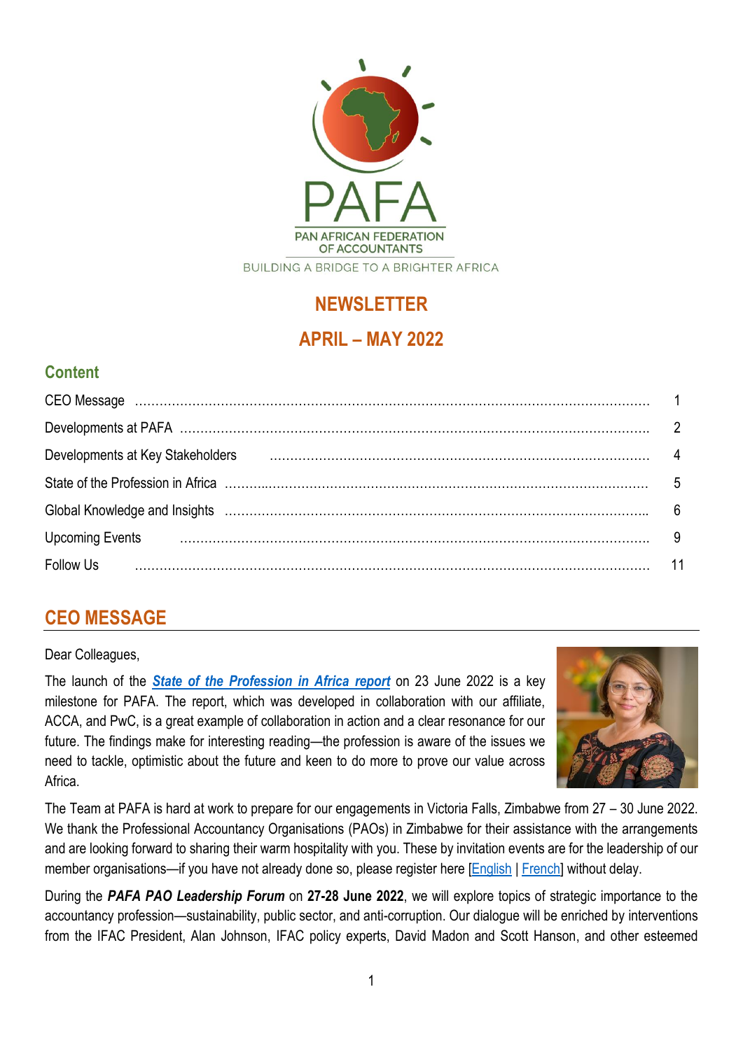PAN AFRICAN FEDERATION OF ACCOUNTANTS

BUILDING A BRIDGE TO A BRIGHTER AFRICA

# NEWSLETTER

# APRIL – MAY 2022

## Content

| | |
|---|---|
| CEO Message | 1 |
| Developments at PAFA | 2 |
| Developments at Key Stakeholders | 4 |
| State of the Profession in Africa | 5 |
| Global Knowledge and Insights | 6 |
| Upcoming Events | 9 |
| Follow Us | 11 |

## CEO MESSAGE

Dear Colleagues,

The launch of the ***State of the Profession in Africa report*** on 23 June 2022 is a key milestone for PAFA. The report, which was developed in collaboration with our affiliate, ACCA, and PwC, is a great example of collaboration in action and a clear resonance for our future. The findings make for interesting reading—the profession is aware of the issues we need to tackle, optimistic about the future and keen to do more to prove our value across Africa.

The Team at PAFA is hard at work to prepare for our engagements in Victoria Falls, Zimbabwe from 27 – 30 June 2022. We thank the Professional Accountancy Organisations (PAOs) in Zimbabwe for their assistance with the arrangements and are looking forward to sharing their warm hospitality with you. These by invitation events are for the leadership of our member organisations—if you have not already done so, please register here [English | French] without delay.

During the ***PAFA PAO Leadership Forum*** on **27-28 June 2022**, we will explore topics of strategic importance to the accountancy profession—sustainability, public sector, and anti-corruption. Our dialogue will be enriched by interventions from the IFAC President, Alan Johnson, IFAC policy experts, David Madon and Scott Hanson, and other esteemed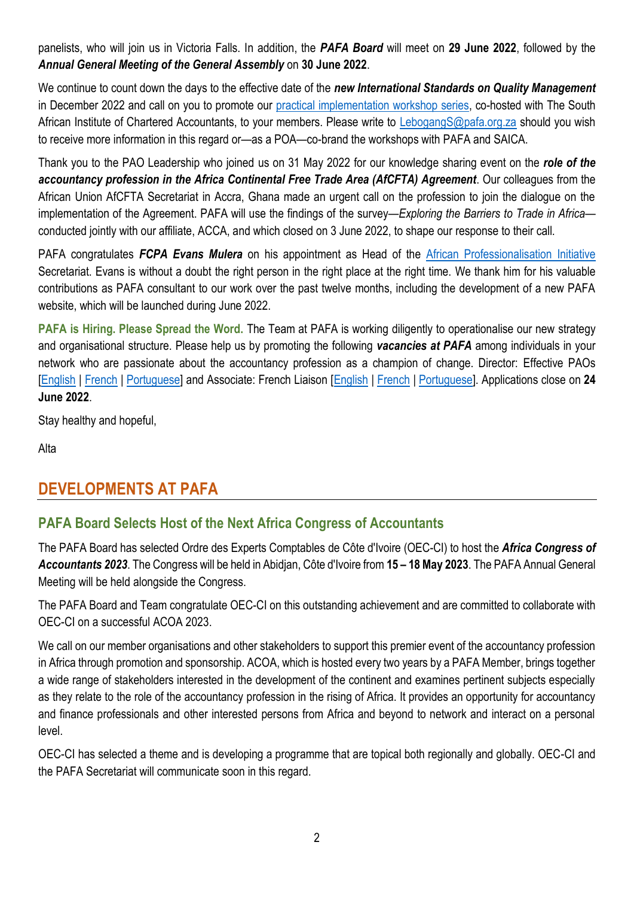panelists, who will join us in Victoria Falls. In addition, the ***PAFA Board*** will meet on **29 June 2022**, followed by the ***Annual General Meeting of the General Assembly*** on **30 June 2022**.

We continue to count down the days to the effective date of the ***new International Standards on Quality Management*** in December 2022 and call on you to promote our practical implementation workshop series, co-hosted with The South African Institute of Chartered Accountants, to your members. Please write to LebogangS@pafa.org.za should you wish to receive more information in this regard or—as a POA—co-brand the workshops with PAFA and SAICA.

Thank you to the PAO Leadership who joined us on 31 May 2022 for our knowledge sharing event on the ***role of the accountancy profession in the Africa Continental Free Trade Area (AfCFTA) Agreement***. Our colleagues from the African Union AfCFTA Secretariat in Accra, Ghana made an urgent call on the profession to join the dialogue on the implementation of the Agreement. PAFA will use the findings of the survey—*Exploring the Barriers to Trade in Africa*—conducted jointly with our affiliate, ACCA, and which closed on 3 June 2022, to shape our response to their call.

PAFA congratulates ***FCPA Evans Mulera*** on his appointment as Head of the African Professionalisation Initiative Secretariat. Evans is without a doubt the right person in the right place at the right time. We thank him for his valuable contributions as PAFA consultant to our work over the past twelve months, including the development of a new PAFA website, which will be launched during June 2022.

**PAFA is Hiring. Please Spread the Word.** The Team at PAFA is working diligently to operationalise our new strategy and organisational structure. Please help us by promoting the following ***vacancies at PAFA*** among individuals in your network who are passionate about the accountancy profession as a champion of change. Director: Effective PAOs [English | French | Portuguese] and Associate: French Liaison [English | French | Portuguese]. Applications close on **24 June 2022**.

Stay healthy and hopeful,

Alta

## DEVELOPMENTS AT PAFA

### PAFA Board Selects Host of the Next Africa Congress of Accountants

The PAFA Board has selected Ordre des Experts Comptables de Côte d'Ivoire (OEC-CI) to host the ***Africa Congress of Accountants 2023***. The Congress will be held in Abidjan, Côte d'Ivoire from **15 – 18 May 2023**. The PAFA Annual General Meeting will be held alongside the Congress.

The PAFA Board and Team congratulate OEC-CI on this outstanding achievement and are committed to collaborate with OEC-CI on a successful ACOA 2023.

We call on our member organisations and other stakeholders to support this premier event of the accountancy profession in Africa through promotion and sponsorship. ACOA, which is hosted every two years by a PAFA Member, brings together a wide range of stakeholders interested in the development of the continent and examines pertinent subjects especially as they relate to the role of the accountancy profession in the rising of Africa. It provides an opportunity for accountancy and finance professionals and other interested persons from Africa and beyond to network and interact on a personal level.

OEC-CI has selected a theme and is developing a programme that are topical both regionally and globally. OEC-CI and the PAFA Secretariat will communicate soon in this regard.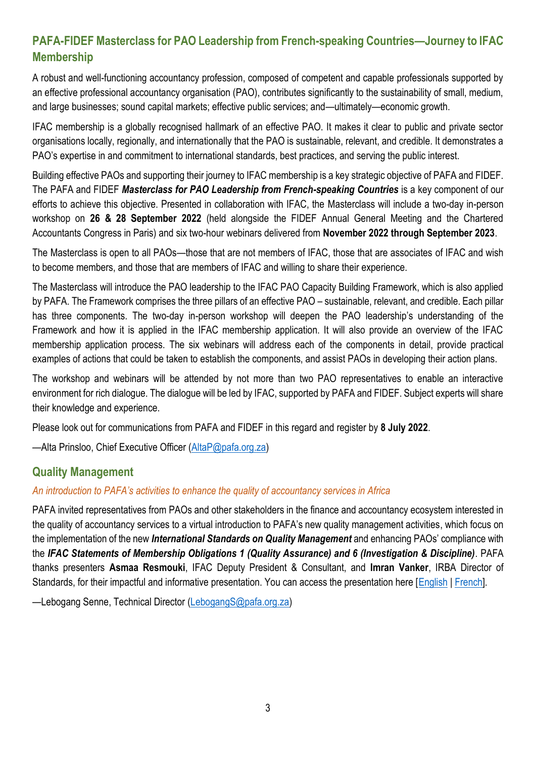## PAFA-FIDEF Masterclass for PAO Leadership from French-speaking Countries—Journey to IFAC Membership

A robust and well-functioning accountancy profession, composed of competent and capable professionals supported by an effective professional accountancy organisation (PAO), contributes significantly to the sustainability of small, medium, and large businesses; sound capital markets; effective public services; and—ultimately—economic growth.

IFAC membership is a globally recognised hallmark of an effective PAO. It makes it clear to public and private sector organisations locally, regionally, and internationally that the PAO is sustainable, relevant, and credible. It demonstrates a PAO's expertise in and commitment to international standards, best practices, and serving the public interest.

Building effective PAOs and supporting their journey to IFAC membership is a key strategic objective of PAFA and FIDEF. The PAFA and FIDEF ***Masterclass for PAO Leadership from French-speaking Countries*** is a key component of our efforts to achieve this objective. Presented in collaboration with IFAC, the Masterclass will include a two-day in-person workshop on **26 & 28 September 2022** (held alongside the FIDEF Annual General Meeting and the Chartered Accountants Congress in Paris) and six two-hour webinars delivered from **November 2022 through September 2023**.

The Masterclass is open to all PAOs—those that are not members of IFAC, those that are associates of IFAC and wish to become members, and those that are members of IFAC and willing to share their experience.

The Masterclass will introduce the PAO leadership to the IFAC PAO Capacity Building Framework, which is also applied by PAFA. The Framework comprises the three pillars of an effective PAO – sustainable, relevant, and credible. Each pillar has three components. The two-day in-person workshop will deepen the PAO leadership's understanding of the Framework and how it is applied in the IFAC membership application. It will also provide an overview of the IFAC membership application process. The six webinars will address each of the components in detail, provide practical examples of actions that could be taken to establish the components, and assist PAOs in developing their action plans.

The workshop and webinars will be attended by not more than two PAO representatives to enable an interactive environment for rich dialogue. The dialogue will be led by IFAC, supported by PAFA and FIDEF. Subject experts will share their knowledge and experience.

Please look out for communications from PAFA and FIDEF in this regard and register by **8 July 2022**.

—Alta Prinsloo, Chief Executive Officer (AltaP@pafa.org.za)

## Quality Management

*An introduction to PAFA's activities to enhance the quality of accountancy services in Africa*

PAFA invited representatives from PAOs and other stakeholders in the finance and accountancy ecosystem interested in the quality of accountancy services to a virtual introduction to PAFA's new quality management activities, which focus on the implementation of the new ***International Standards on Quality Management*** and enhancing PAOs' compliance with the ***IFAC Statements of Membership Obligations 1 (Quality Assurance) and 6 (Investigation & Discipline)***. PAFA thanks presenters **Asmaa Resmouki**, IFAC Deputy President & Consultant, and **Imran Vanker**, IRBA Director of Standards, for their impactful and informative presentation. You can access the presentation here [English | French].

—Lebogang Senne, Technical Director (LebogangS@pafa.org.za)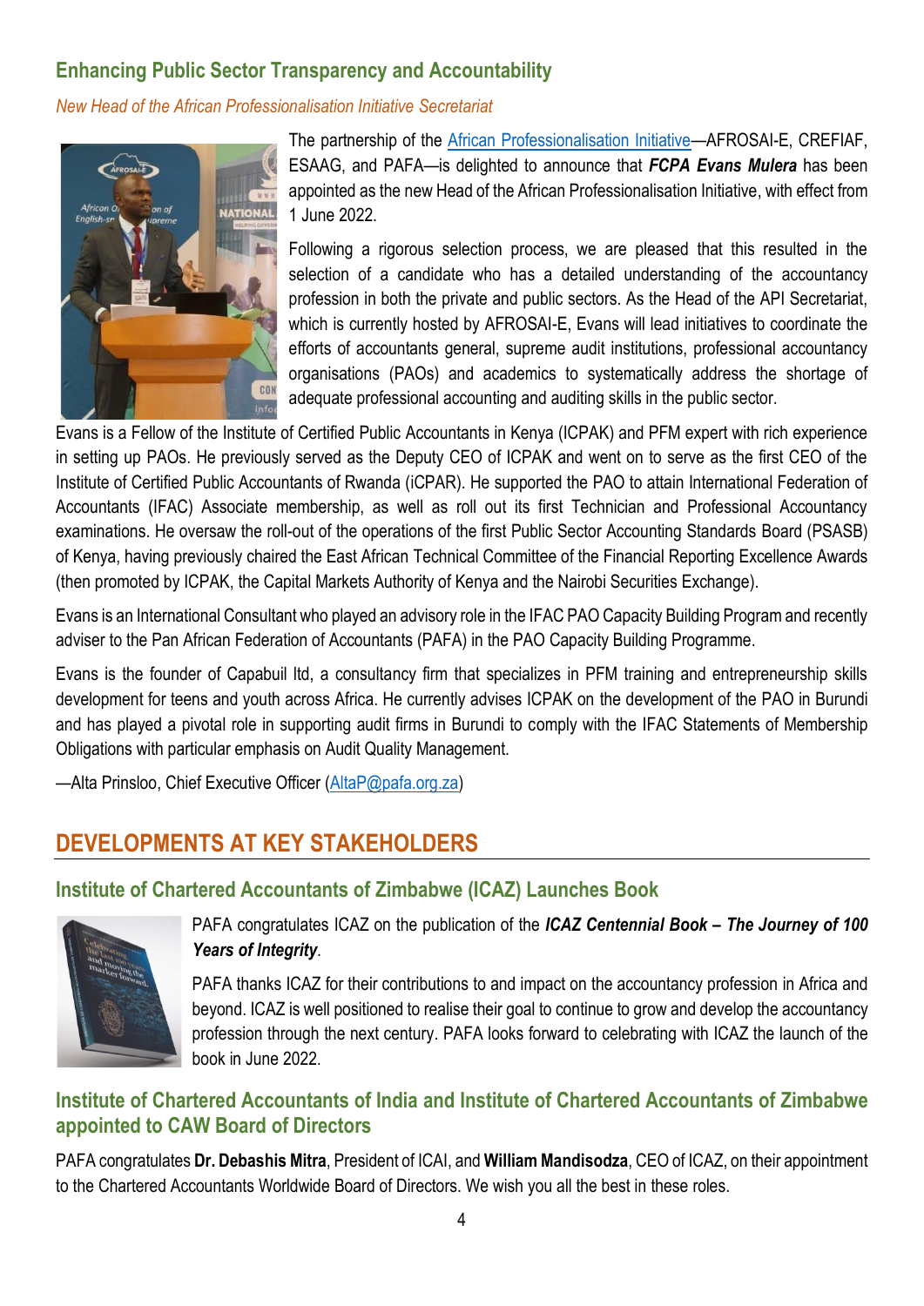## Enhancing Public Sector Transparency and Accountability

*New Head of the African Professionalisation Initiative Secretariat*

The partnership of the African Professionalisation Initiative—AFROSAI-E, CREFIAF, ESAAG, and PAFA—is delighted to announce that ***FCPA Evans Mulera*** has been appointed as the new Head of the African Professionalisation Initiative, with effect from 1 June 2022.

Following a rigorous selection process, we are pleased that this resulted in the selection of a candidate who has a detailed understanding of the accountancy profession in both the private and public sectors. As the Head of the API Secretariat, which is currently hosted by AFROSAI-E, Evans will lead initiatives to coordinate the efforts of accountants general, supreme audit institutions, professional accountancy organisations (PAOs) and academics to systematically address the shortage of adequate professional accounting and auditing skills in the public sector.

Evans is a Fellow of the Institute of Certified Public Accountants in Kenya (ICPAK) and PFM expert with rich experience in setting up PAOs. He previously served as the Deputy CEO of ICPAK and went on to serve as the first CEO of the Institute of Certified Public Accountants of Rwanda (iCPAR). He supported the PAO to attain International Federation of Accountants (IFAC) Associate membership, as well as roll out its first Technician and Professional Accountancy examinations. He oversaw the roll-out of the operations of the first Public Sector Accounting Standards Board (PSASB) of Kenya, having previously chaired the East African Technical Committee of the Financial Reporting Excellence Awards (then promoted by ICPAK, the Capital Markets Authority of Kenya and the Nairobi Securities Exchange).

Evans is an International Consultant who played an advisory role in the IFAC PAO Capacity Building Program and recently adviser to the Pan African Federation of Accountants (PAFA) in the PAO Capacity Building Programme.

Evans is the founder of Capabuil ltd, a consultancy firm that specializes in PFM training and entrepreneurship skills development for teens and youth across Africa. He currently advises ICPAK on the development of the PAO in Burundi and has played a pivotal role in supporting audit firms in Burundi to comply with the IFAC Statements of Membership Obligations with particular emphasis on Audit Quality Management.

—Alta Prinsloo, Chief Executive Officer (AltaP@pafa.org.za)

# DEVELOPMENTS AT KEY STAKEHOLDERS

## Institute of Chartered Accountants of Zimbabwe (ICAZ) Launches Book

PAFA congratulates ICAZ on the publication of the ***ICAZ Centennial Book – The Journey of 100 Years of Integrity***.

PAFA thanks ICAZ for their contributions to and impact on the accountancy profession in Africa and beyond. ICAZ is well positioned to realise their goal to continue to grow and develop the accountancy profession through the next century. PAFA looks forward to celebrating with ICAZ the launch of the book in June 2022.

## Institute of Chartered Accountants of India and Institute of Chartered Accountants of Zimbabwe appointed to CAW Board of Directors

PAFA congratulates **Dr. Debashis Mitra**, President of ICAI, and **William Mandisodza**, CEO of ICAZ, on their appointment to the Chartered Accountants Worldwide Board of Directors. We wish you all the best in these roles.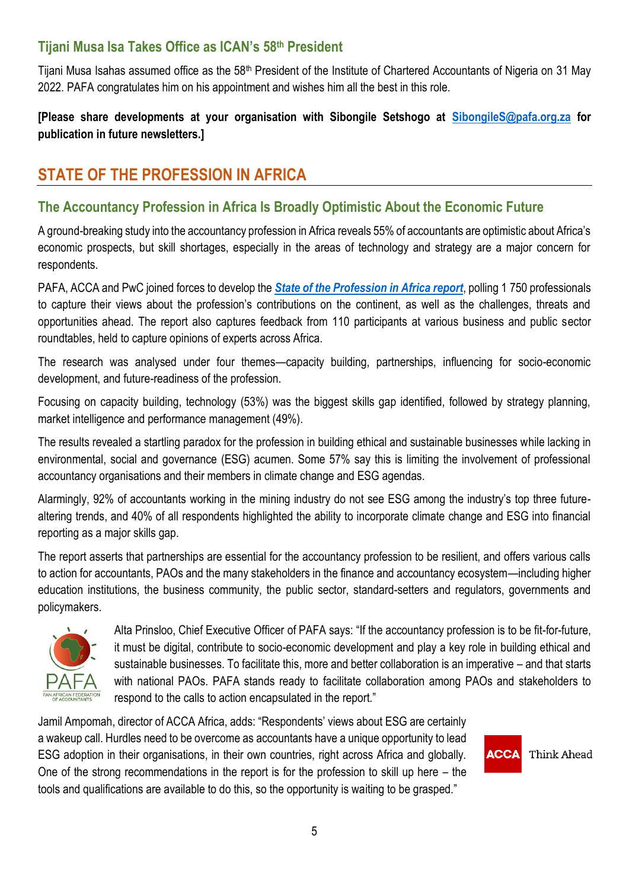### Tijani Musa Isa Takes Office as ICAN's 58th President

Tijani Musa Isahas assumed office as the 58th President of the Institute of Chartered Accountants of Nigeria on 31 May 2022. PAFA congratulates him on his appointment and wishes him all the best in this role.

**[Please share developments at your organisation with Sibongile Setshogo at SibongileS@pafa.org.za for publication in future newsletters.]**

## STATE OF THE PROFESSION IN AFRICA

### The Accountancy Profession in Africa Is Broadly Optimistic About the Economic Future

A ground-breaking study into the accountancy profession in Africa reveals 55% of accountants are optimistic about Africa's economic prospects, but skill shortages, especially in the areas of technology and strategy are a major concern for respondents.

PAFA, ACCA and PwC joined forces to develop the ***State of the Profession in Africa report***, polling 1 750 professionals to capture their views about the profession's contributions on the continent, as well as the challenges, threats and opportunities ahead. The report also captures feedback from 110 participants at various business and public sector roundtables, held to capture opinions of experts across Africa.

The research was analysed under four themes—capacity building, partnerships, influencing for socio-economic development, and future-readiness of the profession.

Focusing on capacity building, technology (53%) was the biggest skills gap identified, followed by strategy planning, market intelligence and performance management (49%).

The results revealed a startling paradox for the profession in building ethical and sustainable businesses while lacking in environmental, social and governance (ESG) acumen. Some 57% say this is limiting the involvement of professional accountancy organisations and their members in climate change and ESG agendas.

Alarmingly, 92% of accountants working in the mining industry do not see ESG among the industry's top three future-altering trends, and 40% of all respondents highlighted the ability to incorporate climate change and ESG into financial reporting as a major skills gap.

The report asserts that partnerships are essential for the accountancy profession to be resilient, and offers various calls to action for accountants, PAOs and the many stakeholders in the finance and accountancy ecosystem—including higher education institutions, the business community, the public sector, standard-setters and regulators, governments and policymakers.

Alta Prinsloo, Chief Executive Officer of PAFA says: "If the accountancy profession is to be fit-for-future, it must be digital, contribute to socio-economic development and play a key role in building ethical and sustainable businesses. To facilitate this, more and better collaboration is an imperative – and that starts with national PAOs. PAFA stands ready to facilitate collaboration among PAOs and stakeholders to respond to the calls to action encapsulated in the report."

Jamil Ampomah, director of ACCA Africa, adds: "Respondents' views about ESG are certainly a wakeup call. Hurdles need to be overcome as accountants have a unique opportunity to lead ESG adoption in their organisations, in their own countries, right across Africa and globally. One of the strong recommendations in the report is for the profession to skill up here – the tools and qualifications are available to do this, so the opportunity is waiting to be grasped."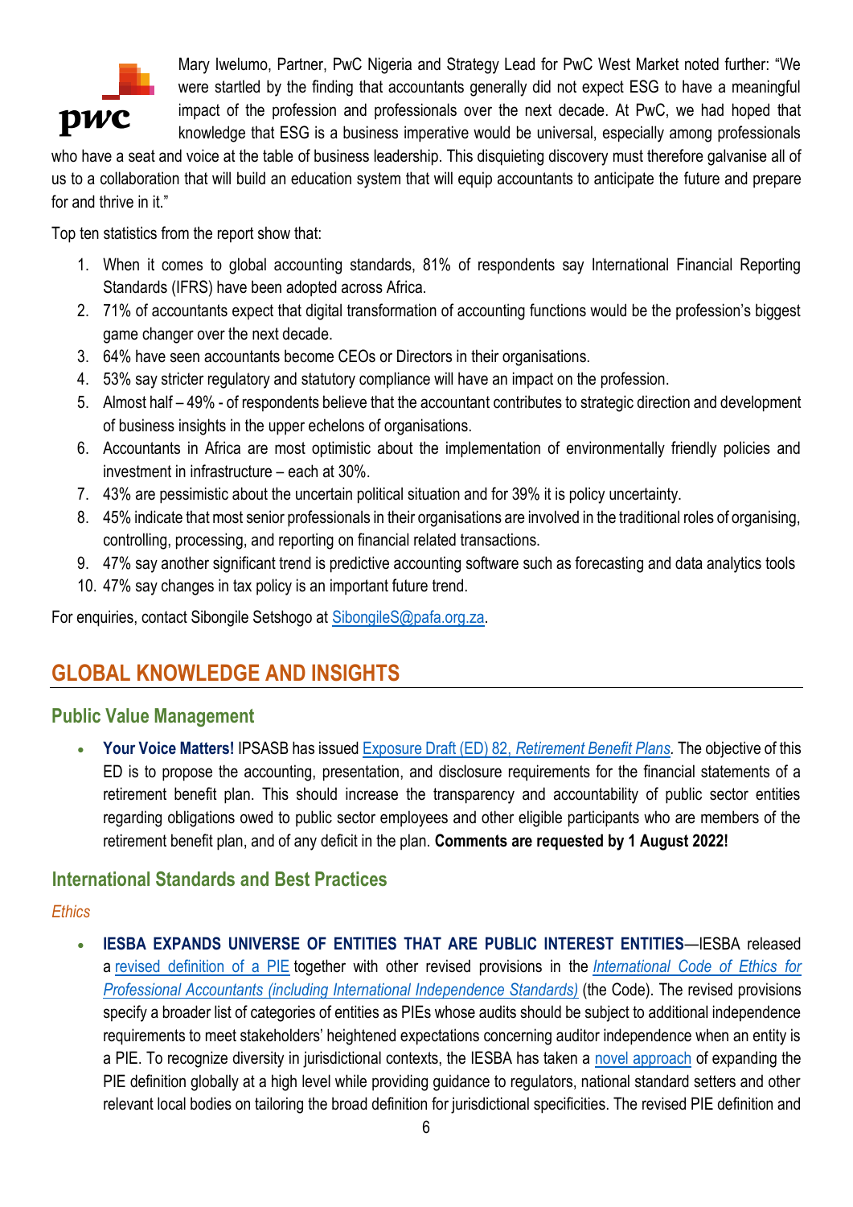Mary Iwelumo, Partner, PwC Nigeria and Strategy Lead for PwC West Market noted further: "We were startled by the finding that accountants generally did not expect ESG to have a meaningful impact of the profession and professionals over the next decade. At PwC, we had hoped that knowledge that ESG is a business imperative would be universal, especially among professionals who have a seat and voice at the table of business leadership. This disquieting discovery must therefore galvanise all of us to a collaboration that will build an education system that will equip accountants to anticipate the future and prepare for and thrive in it."

Top ten statistics from the report show that:

1. When it comes to global accounting standards, 81% of respondents say International Financial Reporting Standards (IFRS) have been adopted across Africa.
2. 71% of accountants expect that digital transformation of accounting functions would be the profession's biggest game changer over the next decade.
3. 64% have seen accountants become CEOs or Directors in their organisations.
4. 53% say stricter regulatory and statutory compliance will have an impact on the profession.
5. Almost half – 49% - of respondents believe that the accountant contributes to strategic direction and development of business insights in the upper echelons of organisations.
6. Accountants in Africa are most optimistic about the implementation of environmentally friendly policies and investment in infrastructure – each at 30%.
7. 43% are pessimistic about the uncertain political situation and for 39% it is policy uncertainty.
8. 45% indicate that most senior professionals in their organisations are involved in the traditional roles of organising, controlling, processing, and reporting on financial related transactions.
9. 47% say another significant trend is predictive accounting software such as forecasting and data analytics tools
10. 47% say changes in tax policy is an important future trend.

For enquiries, contact Sibongile Setshogo at SibongileS@pafa.org.za.

## GLOBAL KNOWLEDGE AND INSIGHTS

### Public Value Management

- **Your Voice Matters!** IPSASB has issued Exposure Draft (ED) 82, *Retirement Benefit Plans*. The objective of this ED is to propose the accounting, presentation, and disclosure requirements for the financial statements of a retirement benefit plan. This should increase the transparency and accountability of public sector entities regarding obligations owed to public sector employees and other eligible participants who are members of the retirement benefit plan, and of any deficit in the plan. **Comments are requested by 1 August 2022!**

### International Standards and Best Practices

*Ethics*

- **IESBA EXPANDS UNIVERSE OF ENTITIES THAT ARE PUBLIC INTEREST ENTITIES**—IESBA released a revised definition of a PIE together with other revised provisions in the *International Code of Ethics for Professional Accountants (including International Independence Standards)* (the Code). The revised provisions specify a broader list of categories of entities as PIEs whose audits should be subject to additional independence requirements to meet stakeholders' heightened expectations concerning auditor independence when an entity is a PIE. To recognize diversity in jurisdictional contexts, the IESBA has taken a novel approach of expanding the PIE definition globally at a high level while providing guidance to regulators, national standard setters and other relevant local bodies on tailoring the broad definition for jurisdictional specificities. The revised PIE definition and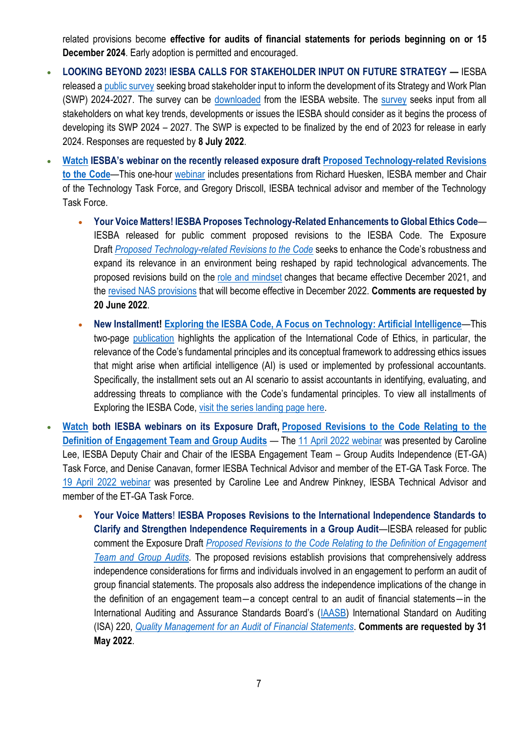related provisions become **effective for audits of financial statements for periods beginning on or 15 December 2024**. Early adoption is permitted and encouraged.

- **LOOKING BEYOND 2023! IESBA CALLS FOR STAKEHOLDER INPUT ON FUTURE STRATEGY —** IESBA released a public survey seeking broad stakeholder input to inform the development of its Strategy and Work Plan (SWP) 2024-2027. The survey can be downloaded from the IESBA website. The survey seeks input from all stakeholders on what key trends, developments or issues the IESBA should consider as it begins the process of developing its SWP 2024 – 2027. The SWP is expected to be finalized by the end of 2023 for release in early 2024. Responses are requested by **8 July 2022**.

- **Watch IESBA's webinar on the recently released exposure draft Proposed Technology-related Revisions to the Code**—This one-hour webinar includes presentations from Richard Huesken, IESBA member and Chair of the Technology Task Force, and Gregory Driscoll, IESBA technical advisor and member of the Technology Task Force.

  - **Your Voice Matters! IESBA Proposes Technology-Related Enhancements to Global Ethics Code**—IESBA released for public comment proposed revisions to the IESBA Code. The Exposure Draft *Proposed Technology-related Revisions to the Code* seeks to enhance the Code's robustness and expand its relevance in an environment being reshaped by rapid technological advancements. The proposed revisions build on the role and mindset changes that became effective December 2021, and the revised NAS provisions that will become effective in December 2022. **Comments are requested by 20 June 2022**.

  - **New Installment! Exploring the IESBA Code, A Focus on Technology: Artificial Intelligence**—This two-page publication highlights the application of the International Code of Ethics, in particular, the relevance of the Code's fundamental principles and its conceptual framework to addressing ethics issues that might arise when artificial intelligence (AI) is used or implemented by professional accountants. Specifically, the installment sets out an AI scenario to assist accountants in identifying, evaluating, and addressing threats to compliance with the Code's fundamental principles. To view all installments of Exploring the IESBA Code, visit the series landing page here.

- **Watch both IESBA webinars on its Exposure Draft, Proposed Revisions to the Code Relating to the Definition of Engagement Team and Group Audits** — The 11 April 2022 webinar was presented by Caroline Lee, IESBA Deputy Chair and Chair of the IESBA Engagement Team – Group Audits Independence (ET-GA) Task Force, and Denise Canavan, former IESBA Technical Advisor and member of the ET-GA Task Force. The 19 April 2022 webinar was presented by Caroline Lee and Andrew Pinkney, IESBA Technical Advisor and member of the ET-GA Task Force.

  - **Your Voice Matters! IESBA Proposes Revisions to the International Independence Standards to Clarify and Strengthen Independence Requirements in a Group Audit**—IESBA released for public comment the Exposure Draft *Proposed Revisions to the Code Relating to the Definition of Engagement Team and Group Audits*. The proposed revisions establish provisions that comprehensively address independence considerations for firms and individuals involved in an engagement to perform an audit of group financial statements. The proposals also address the independence implications of the change in the definition of an engagement team—a concept central to an audit of financial statements—in the International Auditing and Assurance Standards Board's (IAASB) International Standard on Auditing (ISA) 220, *Quality Management for an Audit of Financial Statements*. **Comments are requested by 31 May 2022**.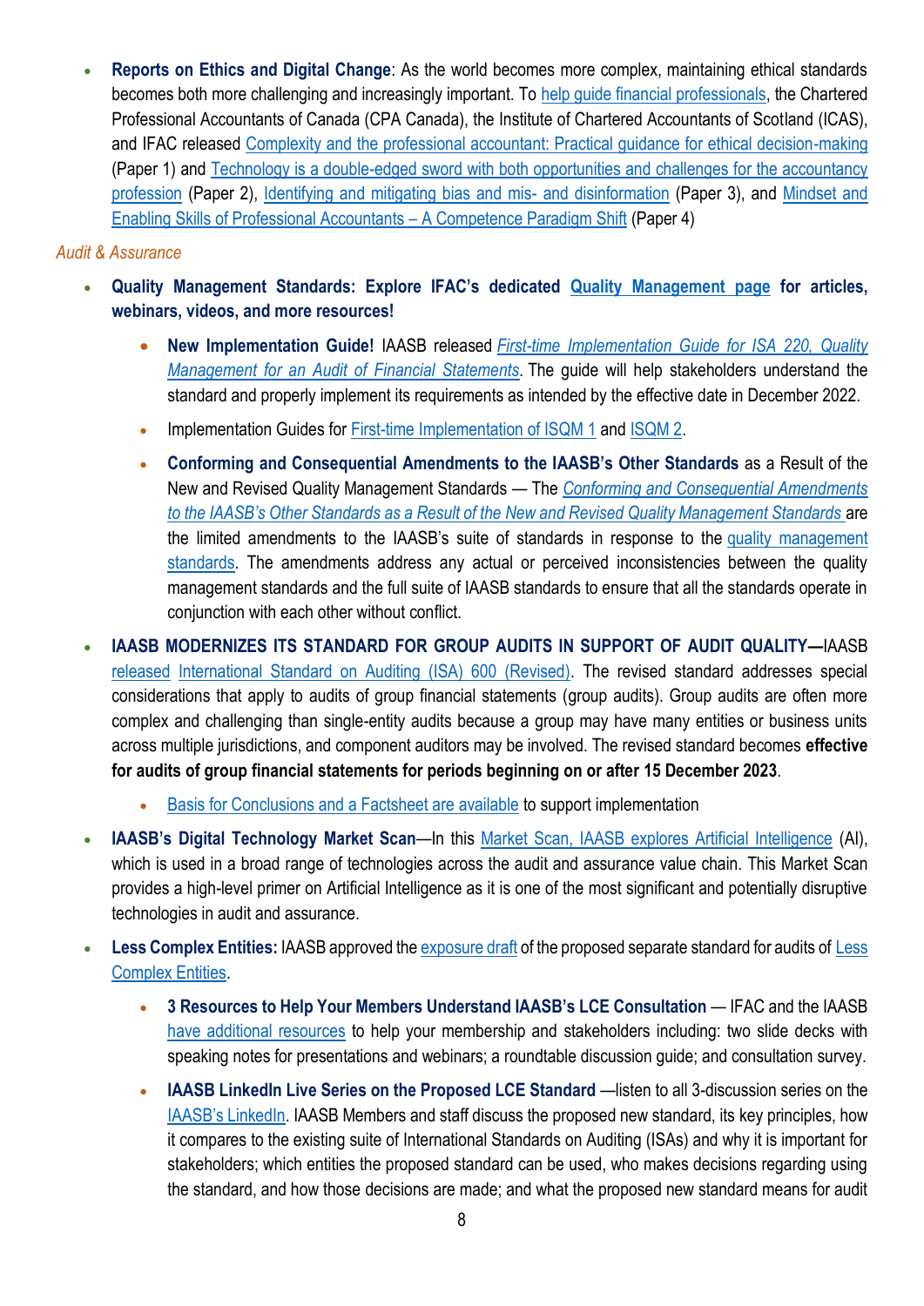- **Reports on Ethics and Digital Change**: As the world becomes more complex, maintaining ethical standards becomes both more challenging and increasingly important. To help guide financial professionals, the Chartered Professional Accountants of Canada (CPA Canada), the Institute of Chartered Accountants of Scotland (ICAS), and IFAC released Complexity and the professional accountant: Practical guidance for ethical decision-making (Paper 1) and Technology is a double-edged sword with both opportunities and challenges for the accountancy profession (Paper 2), Identifying and mitigating bias and mis- and disinformation (Paper 3), and Mindset and Enabling Skills of Professional Accountants – A Competence Paradigm Shift (Paper 4)

*Audit & Assurance*

- **Quality Management Standards: Explore IFAC's dedicated Quality Management page for articles, webinars, videos, and more resources!**
    - **New Implementation Guide!** IAASB released *First-time Implementation Guide for ISA 220, Quality Management for an Audit of Financial Statements*. The guide will help stakeholders understand the standard and properly implement its requirements as intended by the effective date in December 2022.
    - Implementation Guides for First-time Implementation of ISQM 1 and ISQM 2.
    - **Conforming and Consequential Amendments to the IAASB's Other Standards** as a Result of the New and Revised Quality Management Standards — The *Conforming and Consequential Amendments to the IAASB's Other Standards as a Result of the New and Revised Quality Management Standards* are the limited amendments to the IAASB's suite of standards in response to the quality management standards. The amendments address any actual or perceived inconsistencies between the quality management standards and the full suite of IAASB standards to ensure that all the standards operate in conjunction with each other without conflict.
- **IAASB MODERNIZES ITS STANDARD FOR GROUP AUDITS IN SUPPORT OF AUDIT QUALITY—**IAASB released International Standard on Auditing (ISA) 600 (Revised). The revised standard addresses special considerations that apply to audits of group financial statements (group audits). Group audits are often more complex and challenging than single-entity audits because a group may have many entities or business units across multiple jurisdictions, and component auditors may be involved. The revised standard becomes **effective for audits of group financial statements for periods beginning on or after 15 December 2023**.
    - Basis for Conclusions and a Factsheet are available to support implementation
- **IAASB's Digital Technology Market Scan**—In this Market Scan, IAASB explores Artificial Intelligence (AI), which is used in a broad range of technologies across the audit and assurance value chain. This Market Scan provides a high-level primer on Artificial Intelligence as it is one of the most significant and potentially disruptive technologies in audit and assurance.
- **Less Complex Entities:** IAASB approved the exposure draft of the proposed separate standard for audits of Less Complex Entities.
    - **3 Resources to Help Your Members Understand IAASB's LCE Consultation** — IFAC and the IAASB have additional resources to help your membership and stakeholders including: two slide decks with speaking notes for presentations and webinars; a roundtable discussion guide; and consultation survey.
    - **IAASB LinkedIn Live Series on the Proposed LCE Standard** —listen to all 3-discussion series on the IAASB's LinkedIn. IAASB Members and staff discuss the proposed new standard, its key principles, how it compares to the existing suite of International Standards on Auditing (ISAs) and why it is important for stakeholders; which entities the proposed standard can be used, who makes decisions regarding using the standard, and how those decisions are made; and what the proposed new standard means for audit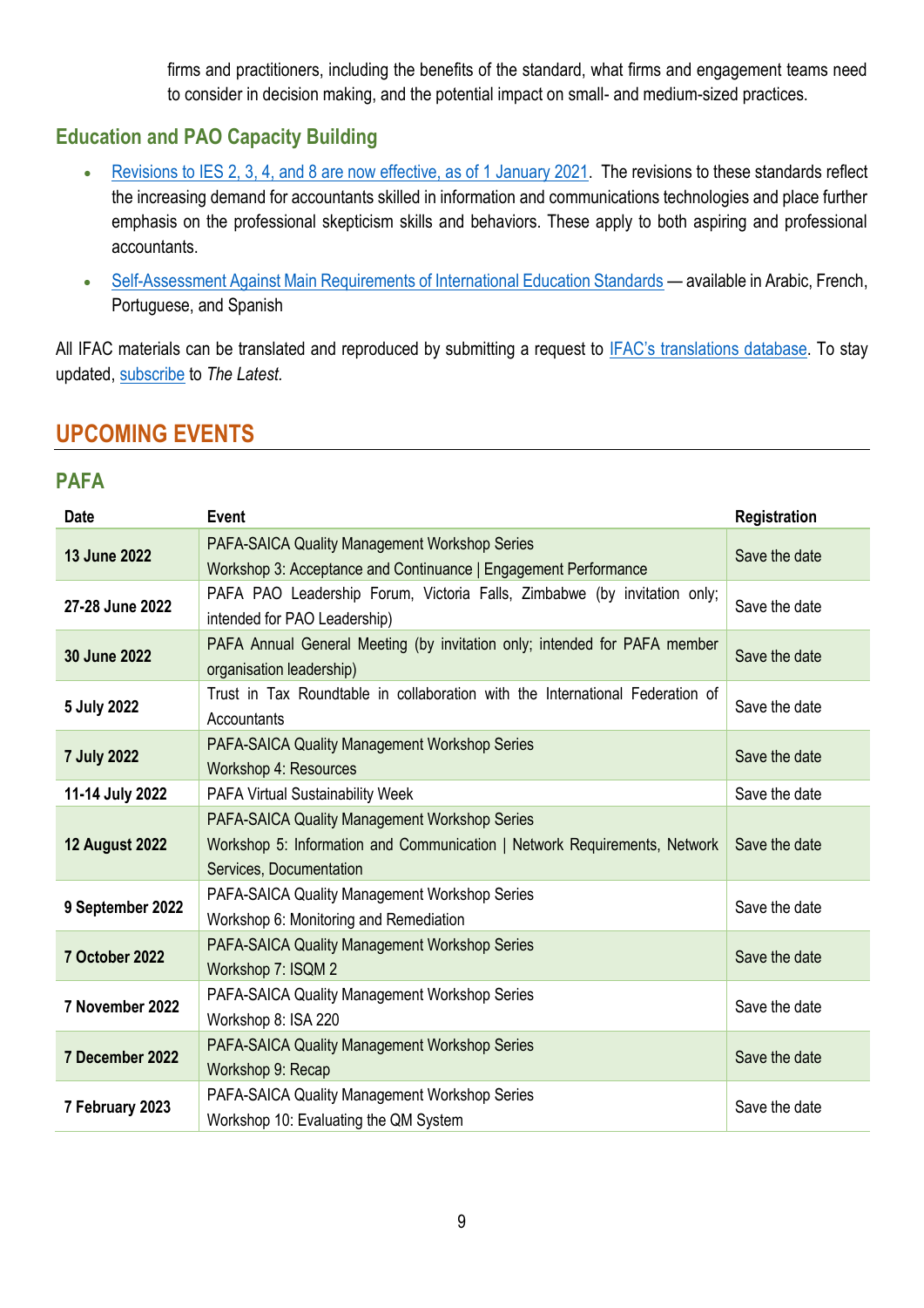firms and practitioners, including the benefits of the standard, what firms and engagement teams need to consider in decision making, and the potential impact on small- and medium-sized practices.

### Education and PAO Capacity Building

- Revisions to IES 2, 3, 4, and 8 are now effective, as of 1 January 2021. The revisions to these standards reflect the increasing demand for accountants skilled in information and communications technologies and place further emphasis on the professional skepticism skills and behaviors. These apply to both aspiring and professional accountants.
- Self-Assessment Against Main Requirements of International Education Standards — available in Arabic, French, Portuguese, and Spanish

All IFAC materials can be translated and reproduced by submitting a request to IFAC's translations database. To stay updated, subscribe to *The Latest.*

## UPCOMING EVENTS

### PAFA

| Date | Event | Registration |
|---|---|---|
| **13 June 2022** | PAFA-SAICA Quality Management Workshop Series<br>Workshop 3: Acceptance and Continuance \| Engagement Performance | Save the date |
| **27-28 June 2022** | PAFA PAO Leadership Forum, Victoria Falls, Zimbabwe (by invitation only; intended for PAO Leadership) | Save the date |
| **30 June 2022** | PAFA Annual General Meeting (by invitation only; intended for PAFA member organisation leadership) | Save the date |
| **5 July 2022** | Trust in Tax Roundtable in collaboration with the International Federation of Accountants | Save the date |
| **7 July 2022** | PAFA-SAICA Quality Management Workshop Series<br>Workshop 4: Resources | Save the date |
| **11-14 July 2022** | PAFA Virtual Sustainability Week | Save the date |
| **12 August 2022** | PAFA-SAICA Quality Management Workshop Series<br>Workshop 5: Information and Communication \| Network Requirements, Network Services, Documentation | Save the date |
| **9 September 2022** | PAFA-SAICA Quality Management Workshop Series<br>Workshop 6: Monitoring and Remediation | Save the date |
| **7 October 2022** | PAFA-SAICA Quality Management Workshop Series<br>Workshop 7: ISQM 2 | Save the date |
| **7 November 2022** | PAFA-SAICA Quality Management Workshop Series<br>Workshop 8: ISA 220 | Save the date |
| **7 December 2022** | PAFA-SAICA Quality Management Workshop Series<br>Workshop 9: Recap | Save the date |
| **7 February 2023** | PAFA-SAICA Quality Management Workshop Series<br>Workshop 10: Evaluating the QM System | Save the date |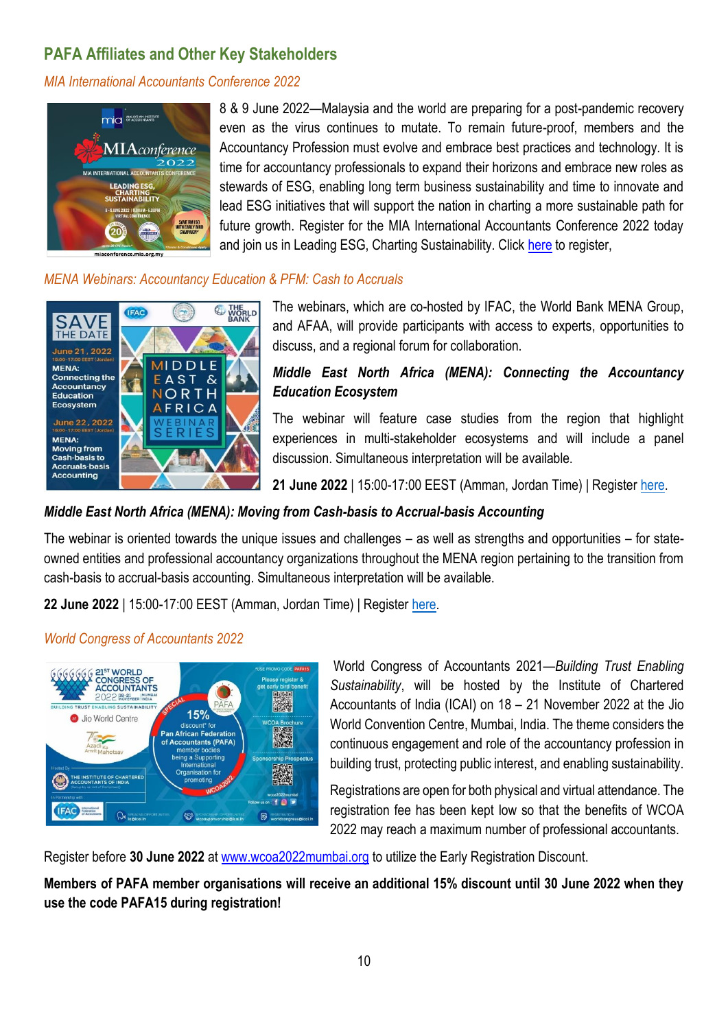## PAFA Affiliates and Other Key Stakeholders

### *MIA International Accountants Conference 2022*

8 & 9 June 2022—Malaysia and the world are preparing for a post-pandemic recovery even as the virus continues to mutate. To remain future-proof, members and the Accountancy Profession must evolve and embrace best practices and technology. It is time for accountancy professionals to expand their horizons and embrace new roles as stewards of ESG, enabling long term business sustainability and time to innovate and lead ESG initiatives that will support the nation in charting a more sustainable path for future growth. Register for the MIA International Accountants Conference 2022 today and join us in Leading ESG, Charting Sustainability. Click here to register,

### *MENA Webinars: Accountancy Education & PFM: Cash to Accruals*

The webinars, which are co-hosted by IFAC, the World Bank MENA Group, and AFAA, will provide participants with access to experts, opportunities to discuss, and a regional forum for collaboration.

***Middle East North Africa (MENA): Connecting the Accountancy Education Ecosystem***

The webinar will feature case studies from the region that highlight experiences in multi-stakeholder ecosystems and will include a panel discussion. Simultaneous interpretation will be available.

**21 June 2022** | 15:00-17:00 EEST (Amman, Jordan Time) | Register here.

***Middle East North Africa (MENA): Moving from Cash-basis to Accrual-basis Accounting***

The webinar is oriented towards the unique issues and challenges – as well as strengths and opportunities – for state-owned entities and professional accountancy organizations throughout the MENA region pertaining to the transition from cash-basis to accrual-basis accounting. Simultaneous interpretation will be available.

**22 June 2022** | 15:00-17:00 EEST (Amman, Jordan Time) | Register here.

### *World Congress of Accountants 2022*

World Congress of Accountants 2021—*Building Trust Enabling Sustainability*, will be hosted by the Institute of Chartered Accountants of India (ICAI) on 18 – 21 November 2022 at the Jio World Convention Centre, Mumbai, India. The theme considers the continuous engagement and role of the accountancy profession in building trust, protecting public interest, and enabling sustainability.

Registrations are open for both physical and virtual attendance. The registration fee has been kept low so that the benefits of WCOA 2022 may reach a maximum number of professional accountants.

Register before **30 June 2022** at www.wcoa2022mumbai.org to utilize the Early Registration Discount.

**Members of PAFA member organisations will receive an additional 15% discount until 30 June 2022 when they use the code PAFA15 during registration!**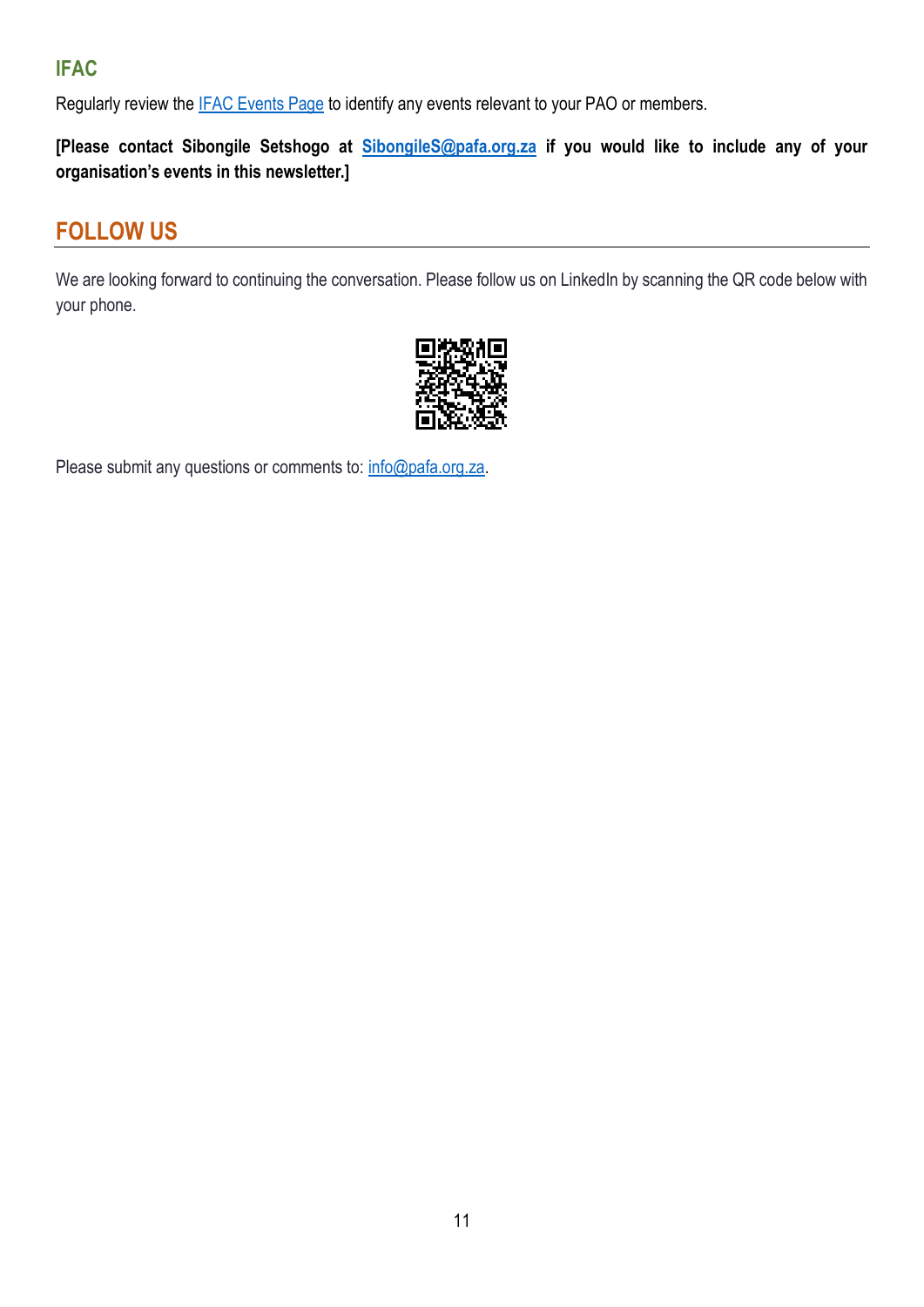## IFAC

Regularly review the IFAC Events Page to identify any events relevant to your PAO or members.

**[Please contact Sibongile Setshogo at SibongileS@pafa.org.za if you would like to include any of your organisation's events in this newsletter.]**

## FOLLOW US

We are looking forward to continuing the conversation. Please follow us on LinkedIn by scanning the QR code below with your phone.

Please submit any questions or comments to: info@pafa.org.za.